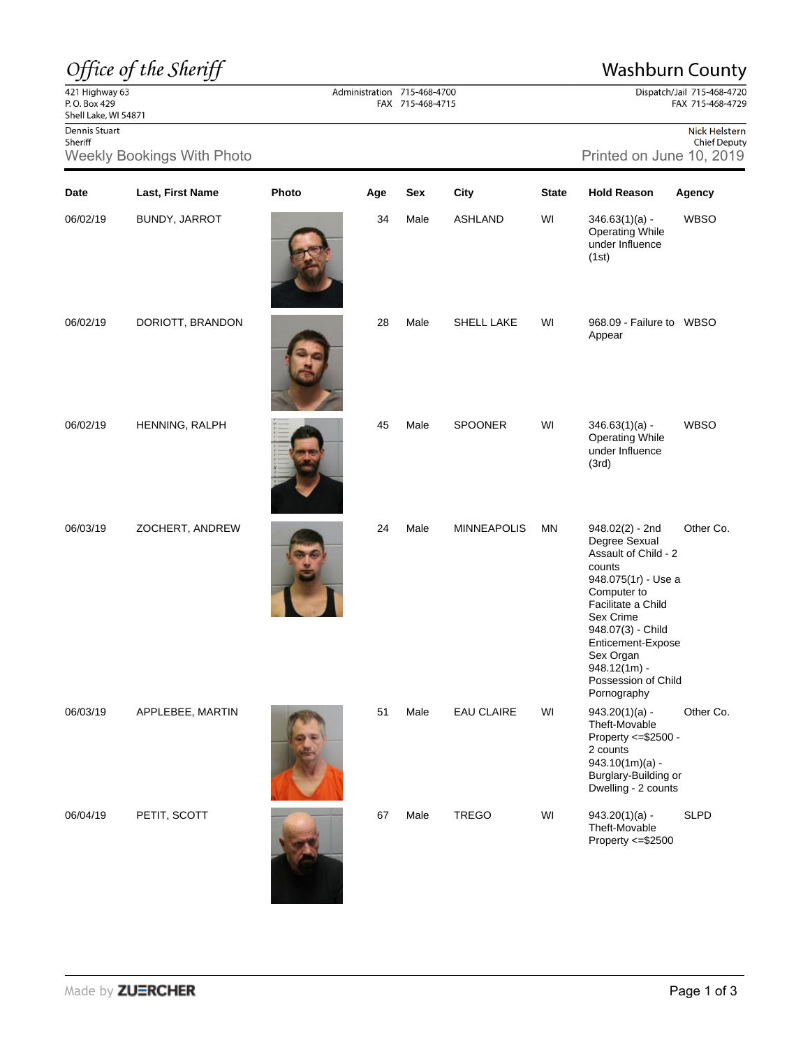*Office of the Sheriff* — Washburn County

421 Highway 63
P. O. Box 429
Shell Lake, WI 54871

Administration 715-468-4700
FAX 715-468-4715

Dispatch/Jail 715-468-4720
FAX 715-468-4729

Dennis Stuart
Sheriff

Nick Helstern
Chief Deputy

## Weekly Bookings With Photo

Printed on June 10, 2019

| Date | Last, First Name | Photo | Age | Sex | City | State | Hold Reason | Agency |
|---|---|---|---|---|---|---|---|---|
| 06/02/19 | BUNDY, JARROT | | 34 | Male | ASHLAND | WI | 346.63(1)(a) - Operating While under Influence (1st) | WBSO |
| 06/02/19 | DORIOTT, BRANDON | | 28 | Male | SHELL LAKE | WI | 968.09 - Failure to Appear | WBSO |
| 06/02/19 | HENNING, RALPH | | 45 | Male | SPOONER | WI | 346.63(1)(a) - Operating While under Influence (3rd) | WBSO |
| 06/03/19 | ZOCHERT, ANDREW | | 24 | Male | MINNEAPOLIS | MN | 948.02(2) - 2nd Degree Sexual Assault of Child - 2 counts<br>948.075(1r) - Use a Computer to Facilitate a Child Sex Crime<br>948.07(3) - Child Enticement-Expose Sex Organ<br>948.12(1m) - Possession of Child Pornography | Other Co. |
| 06/03/19 | APPLEBEE, MARTIN | | 51 | Male | EAU CLAIRE | WI | 943.20(1)(a) - Theft-Movable Property <=$2500 - 2 counts<br>943.10(1m)(a) - Burglary-Building or Dwelling - 2 counts | Other Co. |
| 06/04/19 | PETIT, SCOTT | | 67 | Male | TREGO | WI | 943.20(1)(a) - Theft-Movable Property <=$2500 | SLPD |

Made by ZUERCHER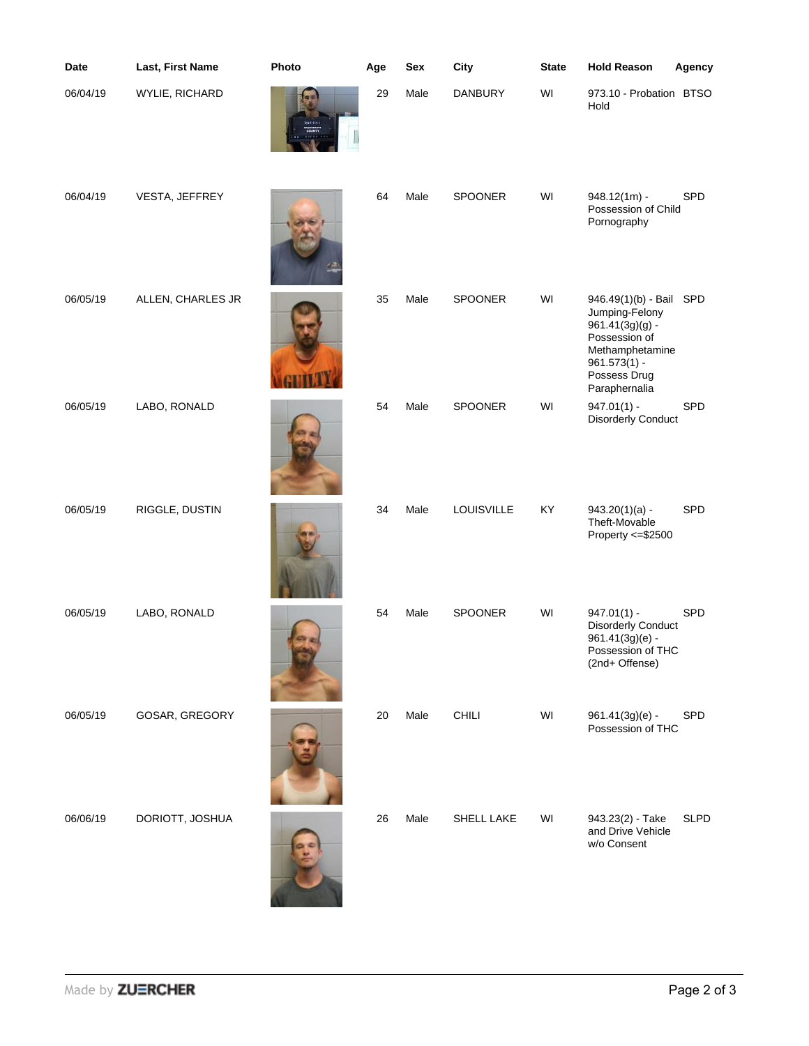| Date | Last, First Name | Photo | Age | Sex | City | State | Hold Reason | Agency |
|---|---|---|---|---|---|---|---|---|
| 06/04/19 | WYLIE, RICHARD | | 29 | Male | DANBURY | WI | 973.10 - Probation Hold | BTSO |
| 06/04/19 | VESTA, JEFFREY | | 64 | Male | SPOONER | WI | 948.12(1m) - Possession of Child Pornography | SPD |
| 06/05/19 | ALLEN, CHARLES JR | | 35 | Male | SPOONER | WI | 946.49(1)(b) - Bail Jumping-Felony 961.41(3g)(g) - Possession of Methamphetamine 961.573(1) - Possess Drug Paraphernalia | SPD |
| 06/05/19 | LABO, RONALD | | 54 | Male | SPOONER | WI | 947.01(1) - Disorderly Conduct | SPD |
| 06/05/19 | RIGGLE, DUSTIN | | 34 | Male | LOUISVILLE | KY | 943.20(1)(a) - Theft-Movable Property <=$2500 | SPD |
| 06/05/19 | LABO, RONALD | | 54 | Male | SPOONER | WI | 947.01(1) - Disorderly Conduct 961.41(3g)(e) - Possession of THC (2nd+ Offense) | SPD |
| 06/05/19 | GOSAR, GREGORY | | 20 | Male | CHILI | WI | 961.41(3g)(e) - Possession of THC | SPD |
| 06/06/19 | DORIOTT, JOSHUA | | 26 | Male | SHELL LAKE | WI | 943.23(2) - Take and Drive Vehicle w/o Consent | SLPD |

Made by ZUERCHER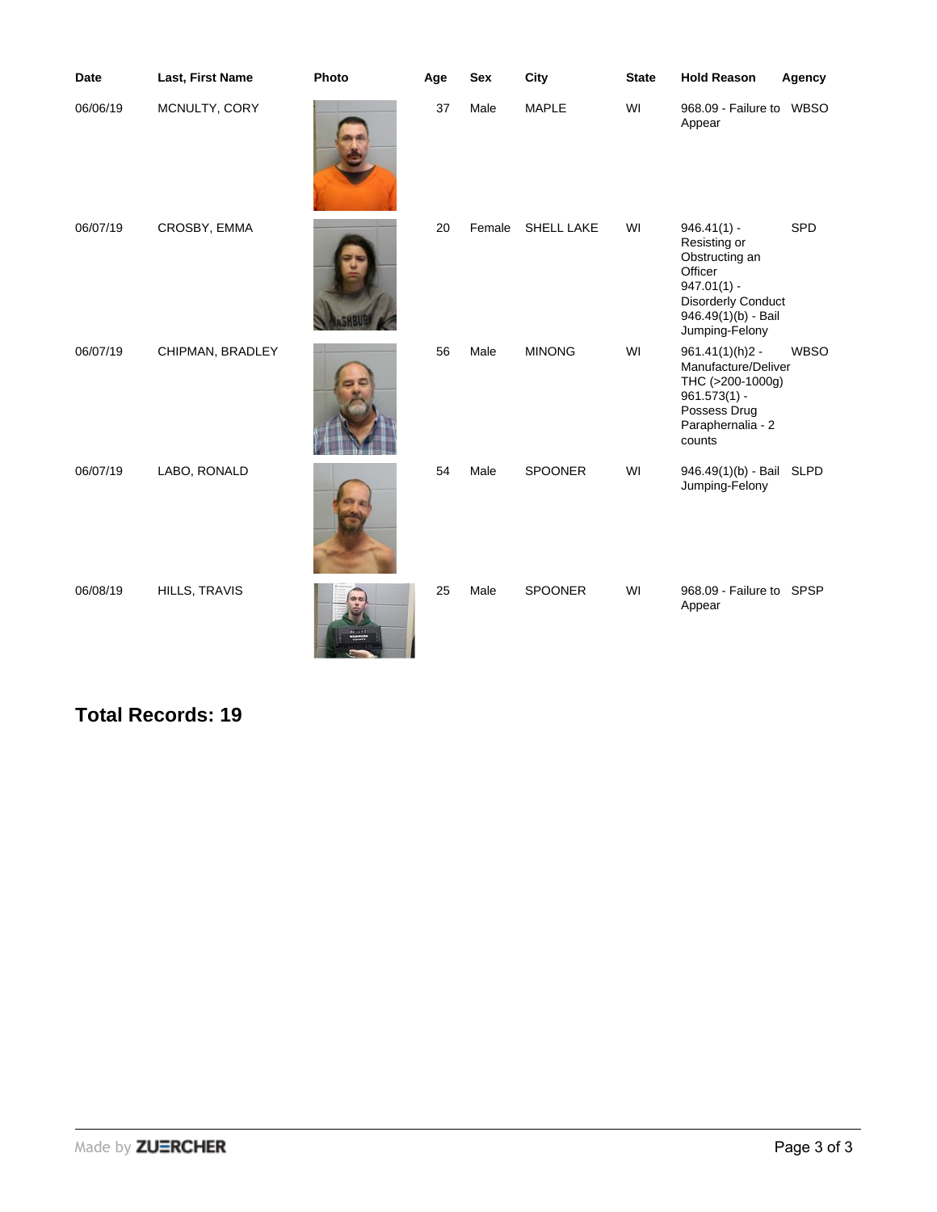| Date | Last, First Name | Photo | Age | Sex | City | State | Hold Reason | Agency |
|---|---|---|---|---|---|---|---|---|
| 06/06/19 | MCNULTY, CORY | | 37 | Male | MAPLE | WI | 968.09 - Failure to Appear | WBSO |
| 06/07/19 | CROSBY, EMMA | | 20 | Female | SHELL LAKE | WI | 946.41(1) - Resisting or Obstructing an Officer 947.01(1) - Disorderly Conduct 946.49(1)(b) - Bail Jumping-Felony | SPD |
| 06/07/19 | CHIPMAN, BRADLEY | | 56 | Male | MINONG | WI | 961.41(1)(h)2 - Manufacture/Deliver THC (>200-1000g) 961.573(1) - Possess Drug Paraphernalia - 2 counts | WBSO |
| 06/07/19 | LABO, RONALD | | 54 | Male | SPOONER | WI | 946.49(1)(b) - Bail Jumping-Felony | SLPD |
| 06/08/19 | HILLS, TRAVIS | | 25 | Male | SPOONER | WI | 968.09 - Failure to Appear | SPSP |

## Total Records: 19

Made by ZUERCHER